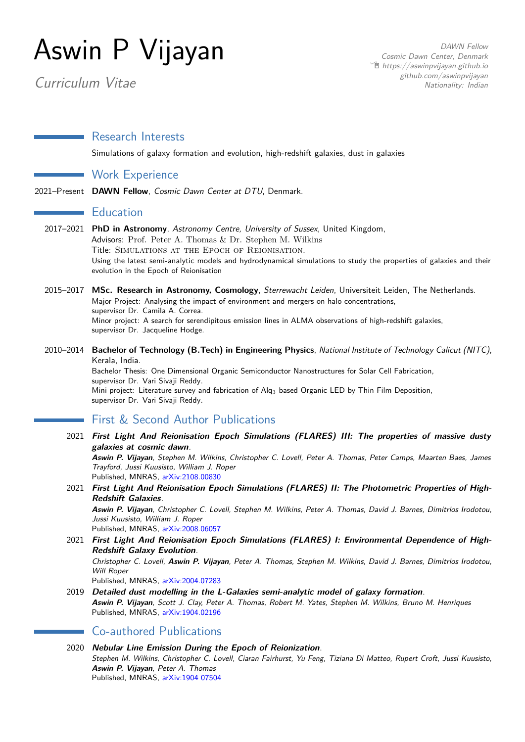# Aswin P Vijayan

*Curriculum Vitae*

*DAWN Fellow*
*Cosmic Dawn Center, Denmark*
*https://aswinpvijayan.github.io*
*github.com/aswinpvijayan*
*Nationality: Indian*

## Research Interests

Simulations of galaxy formation and evolution, high-redshift galaxies, dust in galaxies

## Work Experience

2021–Present **DAWN Fellow**, *Cosmic Dawn Center at DTU*, Denmark.

## Education

2017–2021 **PhD in Astronomy**, *Astronomy Centre, University of Sussex*, United Kingdom,
Advisors: Prof. Peter A. Thomas & Dr. Stephen M. Wilkins
Title: Simulations at the Epoch of Reionisation.
Using the latest semi-analytic models and hydrodynamical simulations to study the properties of galaxies and their evolution in the Epoch of Reionisation

2015–2017 **MSc. Research in Astronomy, Cosmology**, *Sterrewacht Leiden*, Universiteit Leiden, The Netherlands.
Major Project: Analysing the impact of environment and mergers on halo concentrations,
supervisor Dr. Camila A. Correa.
Minor project: A search for serendipitous emission lines in ALMA observations of high-redshift galaxies,
supervisor Dr. Jacqueline Hodge.

2010–2014 **Bachelor of Technology (B.Tech) in Engineering Physics**, *National Institute of Technology Calicut (NITC)*, Kerala, India.
Bachelor Thesis: One Dimensional Organic Semiconductor Nanostructures for Solar Cell Fabrication,
supervisor Dr. Vari Sivaji Reddy.
Mini project: Literature survey and fabrication of $Alq_3$ based Organic LED by Thin Film Deposition,
supervisor Dr. Vari Sivaji Reddy.

## First & Second Author Publications

2021 ***First Light And Reionisation Epoch Simulations (FLARES) III: The properties of massive dusty galaxies at cosmic dawn***.
***Aswin P. Vijayan***, *Stephen M. Wilkins, Christopher C. Lovell, Peter A. Thomas, Peter Camps, Maarten Baes, James Trayford, Jussi Kuusisto, William J. Roper*
Published, MNRAS, arXiv:2108.00830

2021 ***First Light And Reionisation Epoch Simulations (FLARES) II: The Photometric Properties of High-Redshift Galaxies***.
***Aswin P. Vijayan***, *Christopher C. Lovell, Stephen M. Wilkins, Peter A. Thomas, David J. Barnes, Dimitrios Irodotou, Jussi Kuusisto, William J. Roper*
Published, MNRAS, arXiv:2008.06057

2021 ***First Light And Reionisation Epoch Simulations (FLARES) I: Environmental Dependence of High-Redshift Galaxy Evolution***.
*Christopher C. Lovell,* ***Aswin P. Vijayan***, *Peter A. Thomas, Stephen M. Wilkins, David J. Barnes, Dimitrios Irodotou, Will Roper*
Published, MNRAS, arXiv:2004.07283

2019 ***Detailed dust modelling in the L-Galaxies semi-analytic model of galaxy formation***.
***Aswin P. Vijayan***, *Scott J. Clay, Peter A. Thomas, Robert M. Yates, Stephen M. Wilkins, Bruno M. Henriques*
Published, MNRAS, arXiv:1904.02196

## Co-authored Publications

2020 ***Nebular Line Emission During the Epoch of Reionization***.
*Stephen M. Wilkins, Christopher C. Lovell, Ciaran Fairhurst, Yu Feng, Tiziana Di Matteo, Rupert Croft, Jussi Kuusisto,* ***Aswin P. Vijayan***, *Peter A. Thomas*
Published, MNRAS, arXiv:1904 07504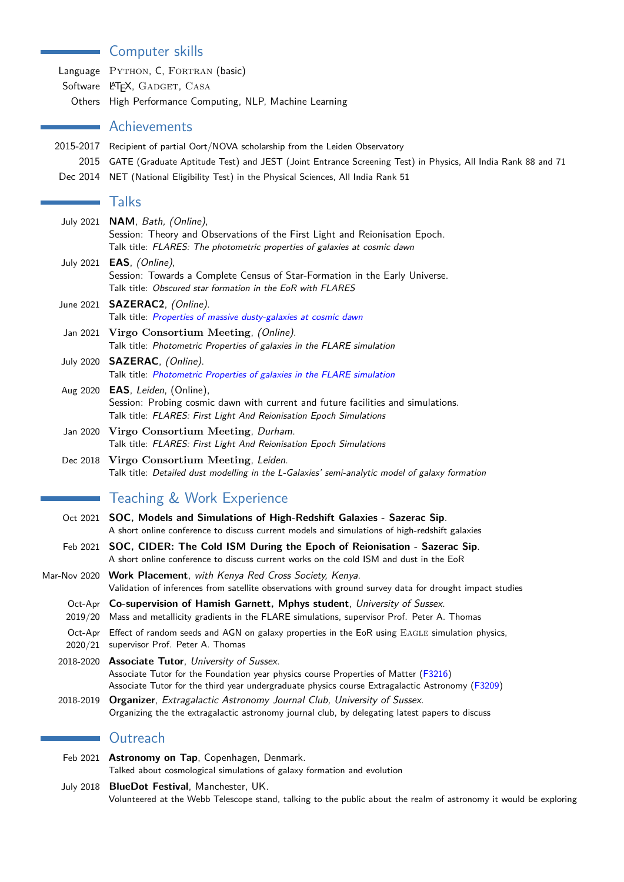## Computer skills

Language PYTHON, C, FORTRAN (basic)
Software LATEX, GADGET, CASA
Others High Performance Computing, NLP, Machine Learning

## Achievements

2015-2017 Recipient of partial Oort/NOVA scholarship from the Leiden Observatory
2015 GATE (Graduate Aptitude Test) and JEST (Joint Entrance Screening Test) in Physics, All India Rank 88 and 71
Dec 2014 NET (National Eligibility Test) in the Physical Sciences, All India Rank 51

## Talks

July 2021 **NAM**, *Bath, (Online)*,
Session: Theory and Observations of the First Light and Reionisation Epoch.
Talk title: *FLARES: The photometric properties of galaxies at cosmic dawn*

July 2021 **EAS**, *(Online)*,
Session: Towards a Complete Census of Star-Formation in the Early Universe.
Talk title: *Obscured star formation in the EoR with FLARES*

June 2021 **SAZERAC2**, *(Online)*.
Talk title: *Properties of massive dusty-galaxies at cosmic dawn*

Jan 2021 **Virgo Consortium Meeting**, *(Online)*.
Talk title: *Photometric Properties of galaxies in the FLARE simulation*

July 2020 **SAZERAC**, *(Online)*.
Talk title: *Photometric Properties of galaxies in the FLARE simulation*

Aug 2020 **EAS**, *Leiden*, (Online),
Session: Probing cosmic dawn with current and future facilities and simulations.
Talk title: *FLARES: First Light And Reionisation Epoch Simulations*

Jan 2020 **Virgo Consortium Meeting**, *Durham*.
Talk title: *FLARES: First Light And Reionisation Epoch Simulations*

Dec 2018 **Virgo Consortium Meeting**, *Leiden*.
Talk title: *Detailed dust modelling in the L-Galaxies' semi-analytic model of galaxy formation*

## Teaching & Work Experience

Oct 2021 **SOC, Models and Simulations of High-Redshift Galaxies - Sazerac Sip**.
A short online conference to discuss current models and simulations of high-redshift galaxies

Feb 2021 **SOC, CIDER: The Cold ISM During the Epoch of Reionisation - Sazerac Sip**.
A short online conference to discuss current works on the cold ISM and dust in the EoR

Mar-Nov 2020 **Work Placement**, *with Kenya Red Cross Society, Kenya*.
Validation of inferences from satellite observations with ground survey data for drought impact studies

Oct-Apr 2019/20 **Co-supervision of Hamish Garnett, Mphys student**, *University of Sussex*.
Mass and metallicity gradients in the FLARE simulations, supervisor Prof. Peter A. Thomas

Oct-Apr 2020/21 Effect of random seeds and AGN on galaxy properties in the EoR using EAGLE simulation physics, supervisor Prof. Peter A. Thomas

2018-2020 **Associate Tutor**, *University of Sussex*.
Associate Tutor for the Foundation year physics course Properties of Matter (F3216)
Associate Tutor for the third year undergraduate physics course Extragalactic Astronomy (F3209)

2018-2019 **Organizer**, *Extragalactic Astronomy Journal Club, University of Sussex*.
Organizing the the extragalactic astronomy journal club, by delegating latest papers to discuss

## Outreach

Feb 2021 **Astronomy on Tap**, Copenhagen, Denmark.
Talked about cosmological simulations of galaxy formation and evolution

July 2018 **BlueDot Festival**, Manchester, UK.
Volunteered at the Webb Telescope stand, talking to the public about the realm of astronomy it would be exploring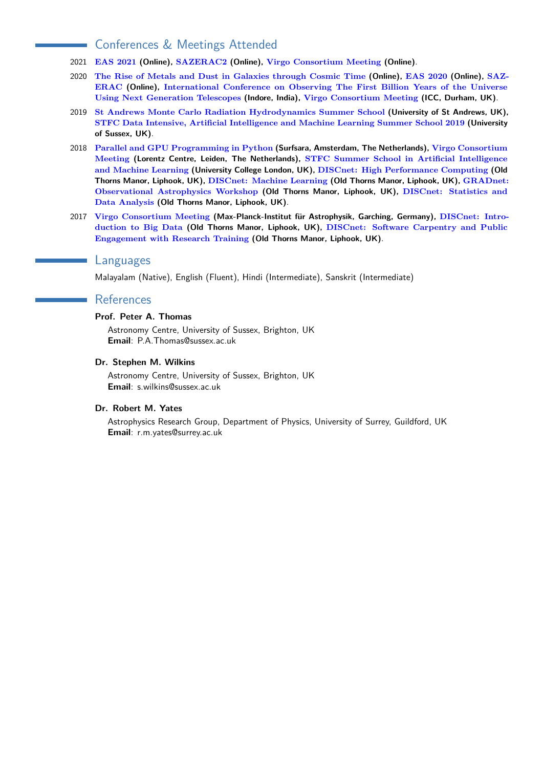## Conferences & Meetings Attended

2021 **EAS 2021** (Online), **SAZERAC2** (Online), **Virgo Consortium Meeting** (Online).

2020 **The Rise of Metals and Dust in Galaxies through Cosmic Time** (Online), **EAS 2020** (Online), **SAZERAC** (Online), **International Conference on Observing The First Billion Years of the Universe Using Next Generation Telescopes** (Indore, India), **Virgo Consortium Meeting** (ICC, Durham, UK).

2019 **St Andrews Monte Carlo Radiation Hydrodynamics Summer School** (University of St Andrews, UK), **STFC Data Intensive, Artificial Intelligence and Machine Learning Summer School 2019** (University of Sussex, UK).

2018 **Parallel and GPU Programming in Python** (Surfsara, Amsterdam, The Netherlands), **Virgo Consortium Meeting** (Lorentz Centre, Leiden, The Netherlands), **STFC Summer School in Artificial Intelligence and Machine Learning** (University College London, UK), **DISCnet: High Performance Computing** (Old Thorns Manor, Liphook, UK), **DISCnet: Machine Learning** (Old Thorns Manor, Liphook, UK), **GRADnet: Observational Astrophysics Workshop** (Old Thorns Manor, Liphook, UK), **DISCnet: Statistics and Data Analysis** (Old Thorns Manor, Liphook, UK).

2017 **Virgo Consortium Meeting** (Max-Planck-Institut für Astrophysik, Garching, Germany), **DISCnet: Introduction to Big Data** (Old Thorns Manor, Liphook, UK), **DISCnet: Software Carpentry and Public Engagement with Research Training** (Old Thorns Manor, Liphook, UK).

## Languages

Malayalam (Native), English (Fluent), Hindi (Intermediate), Sanskrit (Intermediate)

## References

**Prof. Peter A. Thomas**
Astronomy Centre, University of Sussex, Brighton, UK
**Email**: P.A.Thomas@sussex.ac.uk

**Dr. Stephen M. Wilkins**
Astronomy Centre, University of Sussex, Brighton, UK
**Email**: s.wilkins@sussex.ac.uk

**Dr. Robert M. Yates**
Astrophysics Research Group, Department of Physics, University of Surrey, Guildford, UK
**Email**: r.m.yates@surrey.ac.uk